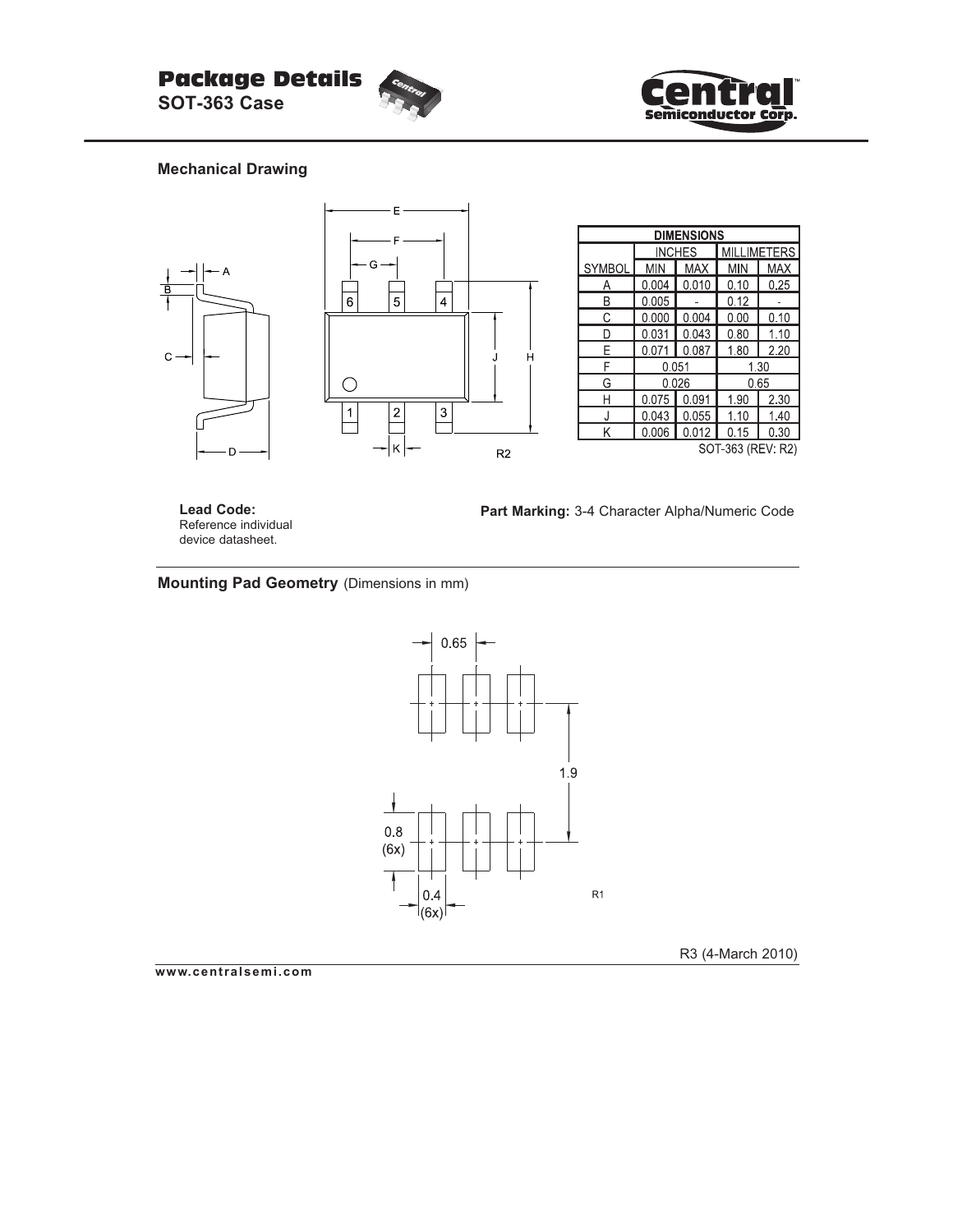# Package Details

**SOT-363 Case**

## Mechanical Drawing

| DIMENSIONS | | | | |
|---|---|---|---|---|
| | INCHES | | MILLIMETERS | |
| SYMBOL | MIN | MAX | MIN | MAX |
| A | 0.004 | 0.010 | 0.10 | 0.25 |
| B | 0.005 | - | 0.12 | - |
| C | 0.000 | 0.004 | 0.00 | 0.10 |
| D | 0.031 | 0.043 | 0.80 | 1.10 |
| E | 0.071 | 0.087 | 1.80 | 2.20 |
| F | 0.051 | | 1.30 | |
| G | 0.026 | | 0.65 | |
| H | 0.075 | 0.091 | 1.90 | 2.30 |
| J | 0.043 | 0.055 | 1.10 | 1.40 |
| K | 0.006 | 0.012 | 0.15 | 0.30 |

SOT-363 (REV: R2)

**Lead Code:** Reference individual device datasheet.

**Part Marking:** 3-4 Character Alpha/Numeric Code

## Mounting Pad Geometry (Dimensions in mm)

R3 (4-March 2010)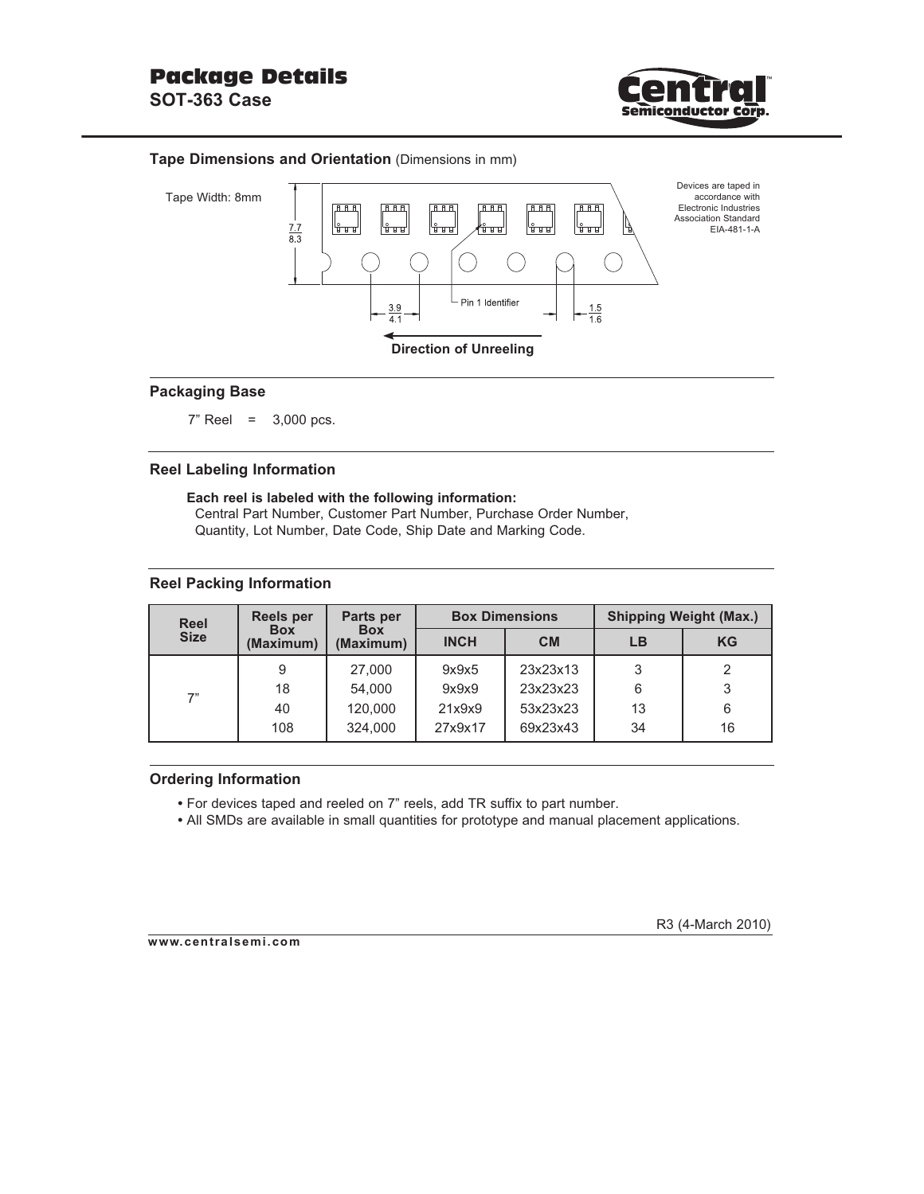# Package Details

**SOT-363 Case**

### Tape Dimensions and Orientation (Dimensions in mm)

Tape Width: 8mm

7.7 / 8.3

3.9 / 4.1

Pin 1 Identifier

1.5 / 1.6

**Direction of Unreeling**

Devices are taped in accordance with Electronic Industries Association Standard EIA-481-1-A

### Packaging Base

7" Reel = 3,000 pcs.

### Reel Labeling Information

**Each reel is labeled with the following information:**
Central Part Number, Customer Part Number, Purchase Order Number, Quantity, Lot Number, Date Code, Ship Date and Marking Code.

### Reel Packing Information

| Reel Size | Reels per Box (Maximum) | Parts per Box (Maximum) | Box Dimensions | | Shipping Weight (Max.) | |
|---|---|---|---|---|---|---|
| | | | INCH | CM | LB | KG |
| 7" | 9 | 27,000 | 9x9x5 | 23x23x13 | 3 | 2 |
| | 18 | 54,000 | 9x9x9 | 23x23x23 | 6 | 3 |
| | 40 | 120,000 | 21x9x9 | 53x23x23 | 13 | 6 |
| | 108 | 324,000 | 27x9x17 | 69x23x43 | 34 | 16 |

### Ordering Information

- For devices taped and reeled on 7" reels, add TR suffix to part number.
- All SMDs are available in small quantities for prototype and manual placement applications.

R3 (4-March 2010)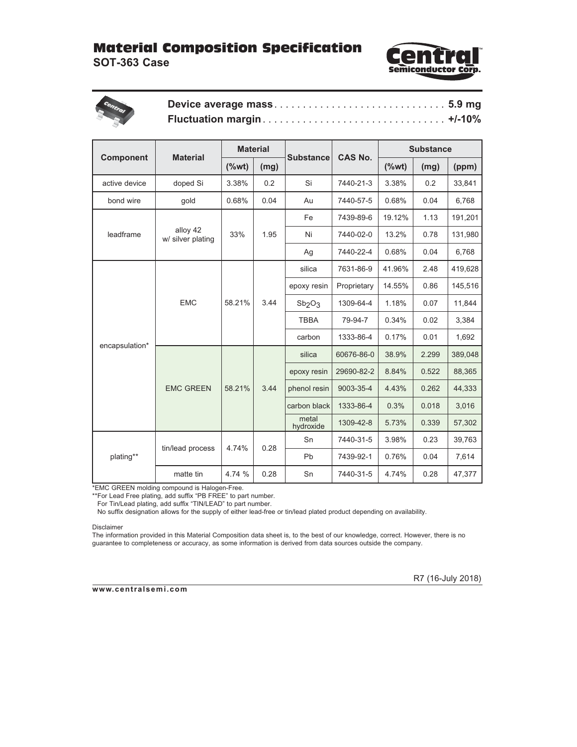# Material Composition Specification

**SOT-363 Case**

**Device average mass** .............................. **5.9 mg**
**Fluctuation margin** ................................ **+/-10%**

| Component | Material | Material | | Substance | CAS No. | Substance | | |
|---|---|---|---|---|---|---|---|---|
| | | (%wt) | (mg) | | | (%wt) | (mg) | (ppm) |
| active device | doped Si | 3.38% | 0.2 | Si | 7440-21-3 | 3.38% | 0.2 | 33,841 |
| bond wire | gold | 0.68% | 0.04 | Au | 7440-57-5 | 0.68% | 0.04 | 6,768 |
| leadframe | alloy 42 w/ silver plating | 33% | 1.95 | Fe | 7439-89-6 | 19.12% | 1.13 | 191,201 |
| | | | | Ni | 7440-02-0 | 13.2% | 0.78 | 131,980 |
| | | | | Ag | 7440-22-4 | 0.68% | 0.04 | 6,768 |
| encapsulation* | EMC | 58.21% | 3.44 | silica | 7631-86-9 | 41.96% | 2.48 | 419,628 |
| | | | | epoxy resin | Proprietary | 14.55% | 0.86 | 145,516 |
| | | | | $Sb_2O_3$ | 1309-64-4 | 1.18% | 0.07 | 11,844 |
| | | | | TBBA | 79-94-7 | 0.34% | 0.02 | 3,384 |
| | | | | carbon | 1333-86-4 | 0.17% | 0.01 | 1,692 |
| | EMC GREEN | 58.21% | 3.44 | silica | 60676-86-0 | 38.9% | 2.299 | 389,048 |
| | | | | epoxy resin | 29690-82-2 | 8.84% | 0.522 | 88,365 |
| | | | | phenol resin | 9003-35-4 | 4.43% | 0.262 | 44,333 |
| | | | | carbon black | 1333-86-4 | 0.3% | 0.018 | 3,016 |
| | | | | metal hydroxide | 1309-42-8 | 5.73% | 0.339 | 57,302 |
| plating** | tin/lead process | 4.74% | 0.28 | Sn | 7440-31-5 | 3.98% | 0.23 | 39,763 |
| | | | | Pb | 7439-92-1 | 0.76% | 0.04 | 7,614 |
| | matte tin | 4.74 % | 0.28 | Sn | 7440-31-5 | 4.74% | 0.28 | 47,377 |

*EMC GREEN molding compound is Halogen-Free.
**For Lead Free plating, add suffix "PB FREE" to part number.
For Tin/Lead plating, add suffix "TIN/LEAD" to part number.
No suffix designation allows for the supply of either lead-free or tin/lead plated product depending on availability.

Disclaimer
The information provided in this Material Composition data sheet is, to the best of our knowledge, correct. However, there is no guarantee to completeness or accuracy, as some information is derived from data sources outside the company.

R7 (16-July 2018)

www.centralsemi.com